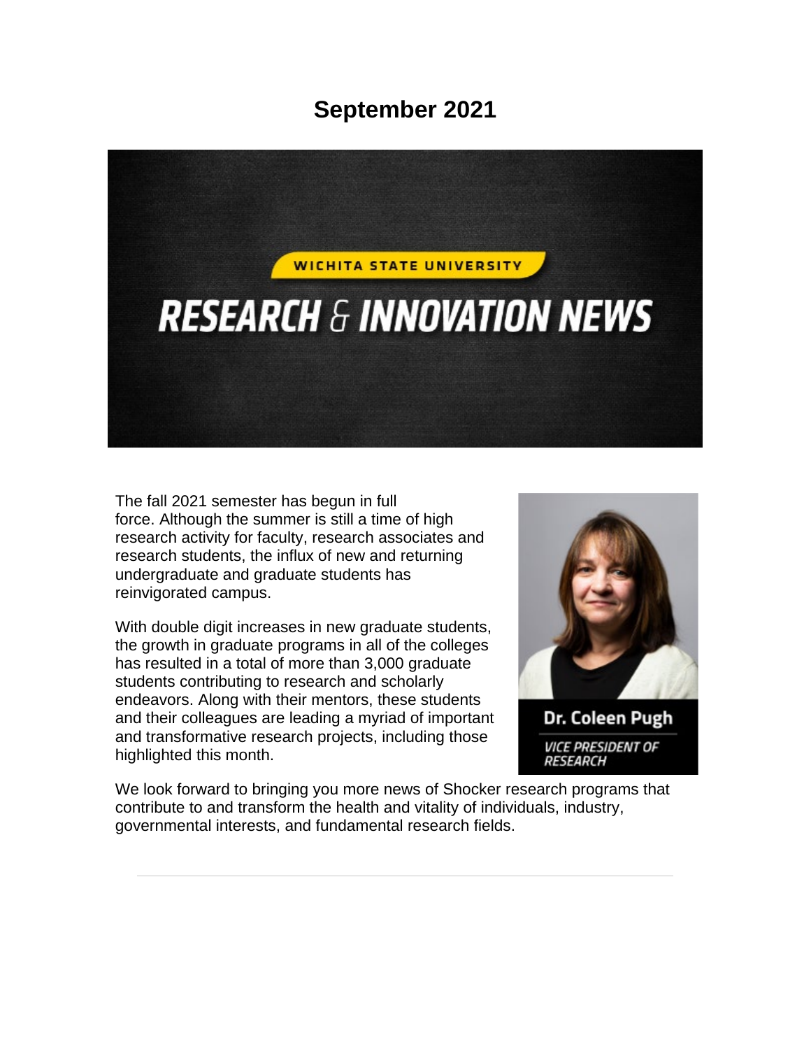# September 2021

WICHITA STATE UNIVERSITY

## RESEARCH & INNOVATION NEWS

The fall 2021 semester has begun in full force. Although the summer is still a time of high research activity for faculty, research associates and research students, the influx of new and returning undergraduate and graduate students has reinvigorated campus.

With double digit increases in new graduate students, the growth in graduate programs in all of the colleges has resulted in a total of more than 3,000 graduate students contributing to research and scholarly endeavors. Along with their mentors, these students and their colleagues are leading a myriad of important and transformative research projects, including those highlighted this month.

**Dr. Coleen Pugh**

*VICE PRESIDENT OF RESEARCH*

We look forward to bringing you more news of Shocker research programs that contribute to and transform the health and vitality of individuals, industry, governmental interests, and fundamental research fields.

---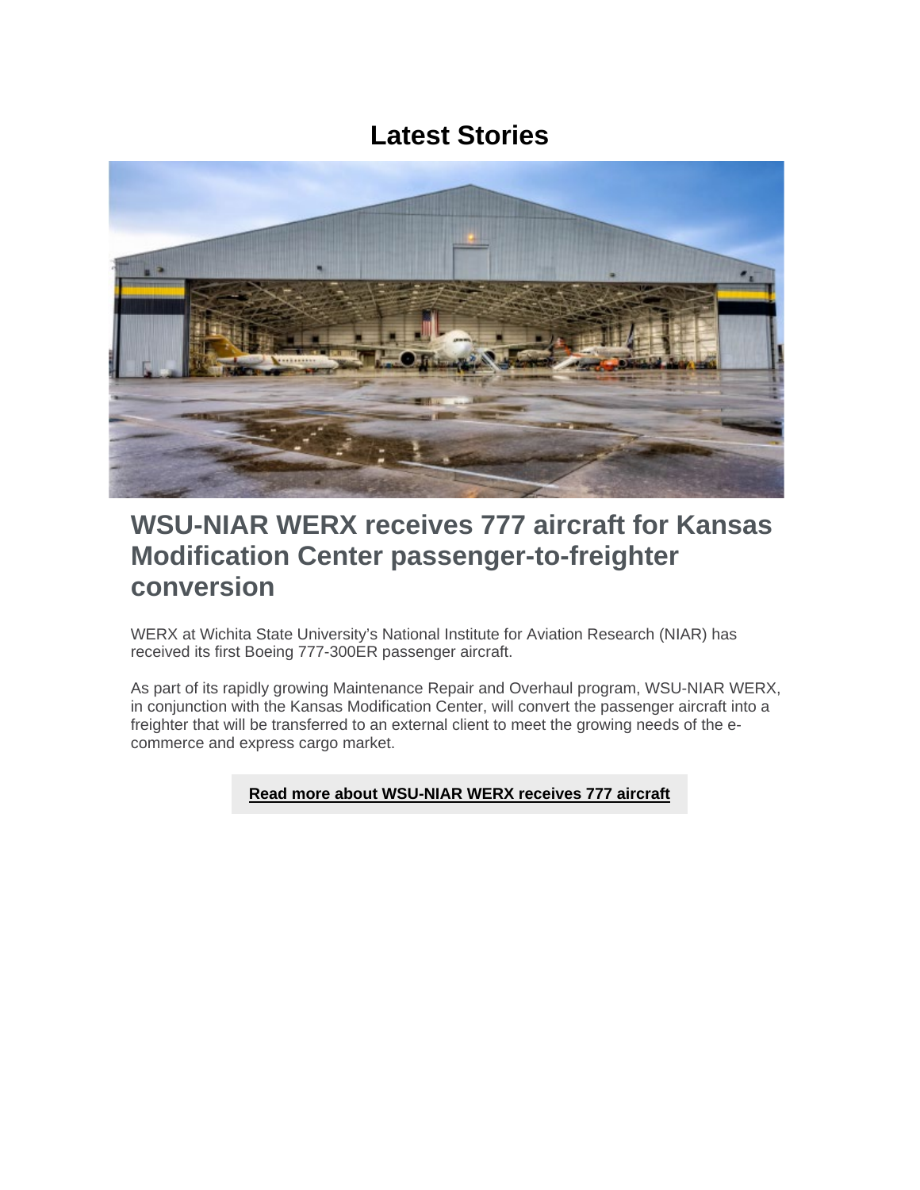# Latest Stories

## WSU-NIAR WERX receives 777 aircraft for Kansas Modification Center passenger-to-freighter conversion

WERX at Wichita State University's National Institute for Aviation Research (NIAR) has received its first Boeing 777-300ER passenger aircraft.

As part of its rapidly growing Maintenance Repair and Overhaul program, WSU-NIAR WERX, in conjunction with the Kansas Modification Center, will convert the passenger aircraft into a freighter that will be transferred to an external client to meet the growing needs of the e-commerce and express cargo market.

**Read more about WSU-NIAR WERX receives 777 aircraft**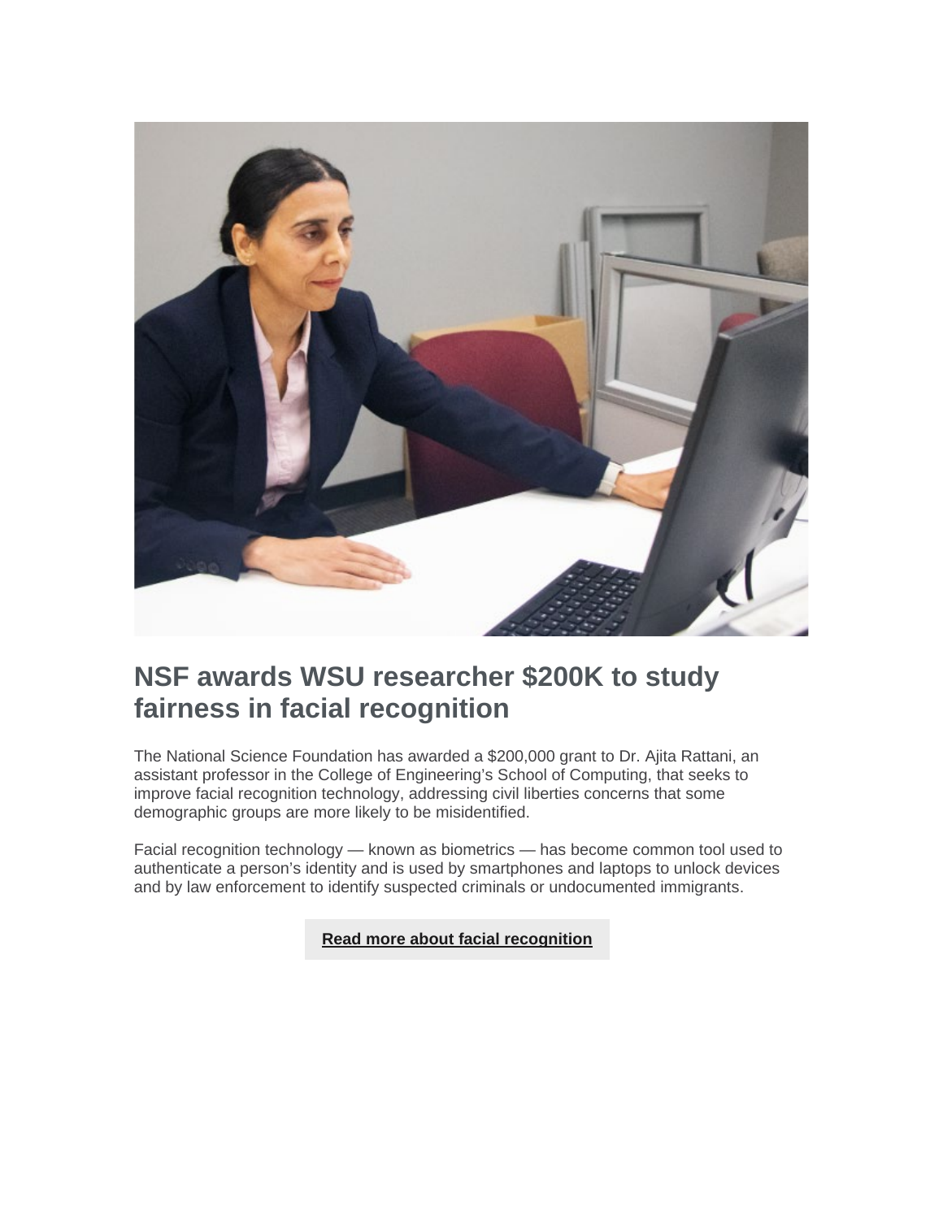## NSF awards WSU researcher $200K to study fairness in facial recognition

The National Science Foundation has awarded a $200,000 grant to Dr. Ajita Rattani, an assistant professor in the College of Engineering's School of Computing, that seeks to improve facial recognition technology, addressing civil liberties concerns that some demographic groups are more likely to be misidentified.

Facial recognition technology — known as biometrics — has become common tool used to authenticate a person's identity and is used by smartphones and laptops to unlock devices and by law enforcement to identify suspected criminals or undocumented immigrants.

**Read more about facial recognition**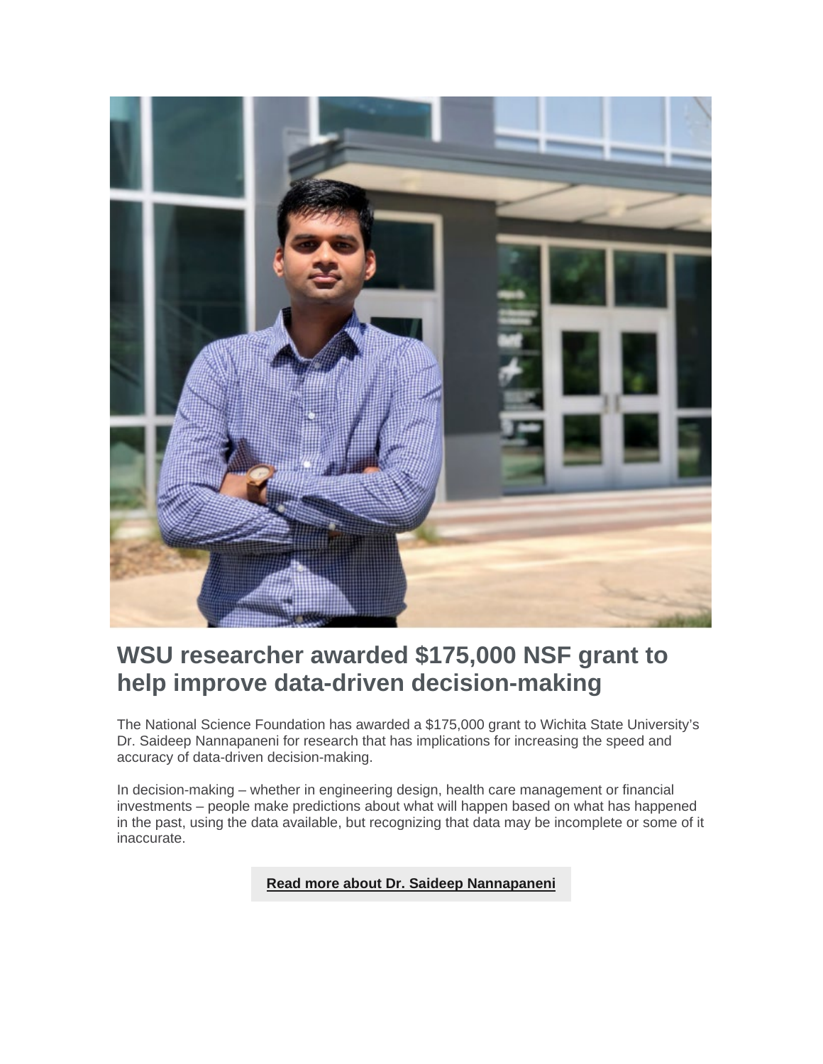# WSU researcher awarded $175,000 NSF grant to help improve data-driven decision-making

The National Science Foundation has awarded a $175,000 grant to Wichita State University's Dr. Saideep Nannapaneni for research that has implications for increasing the speed and accuracy of data-driven decision-making.

In decision-making – whether in engineering design, health care management or financial investments – people make predictions about what will happen based on what has happened in the past, using the data available, but recognizing that data may be incomplete or some of it inaccurate.

**Read more about Dr. Saideep Nannapaneni**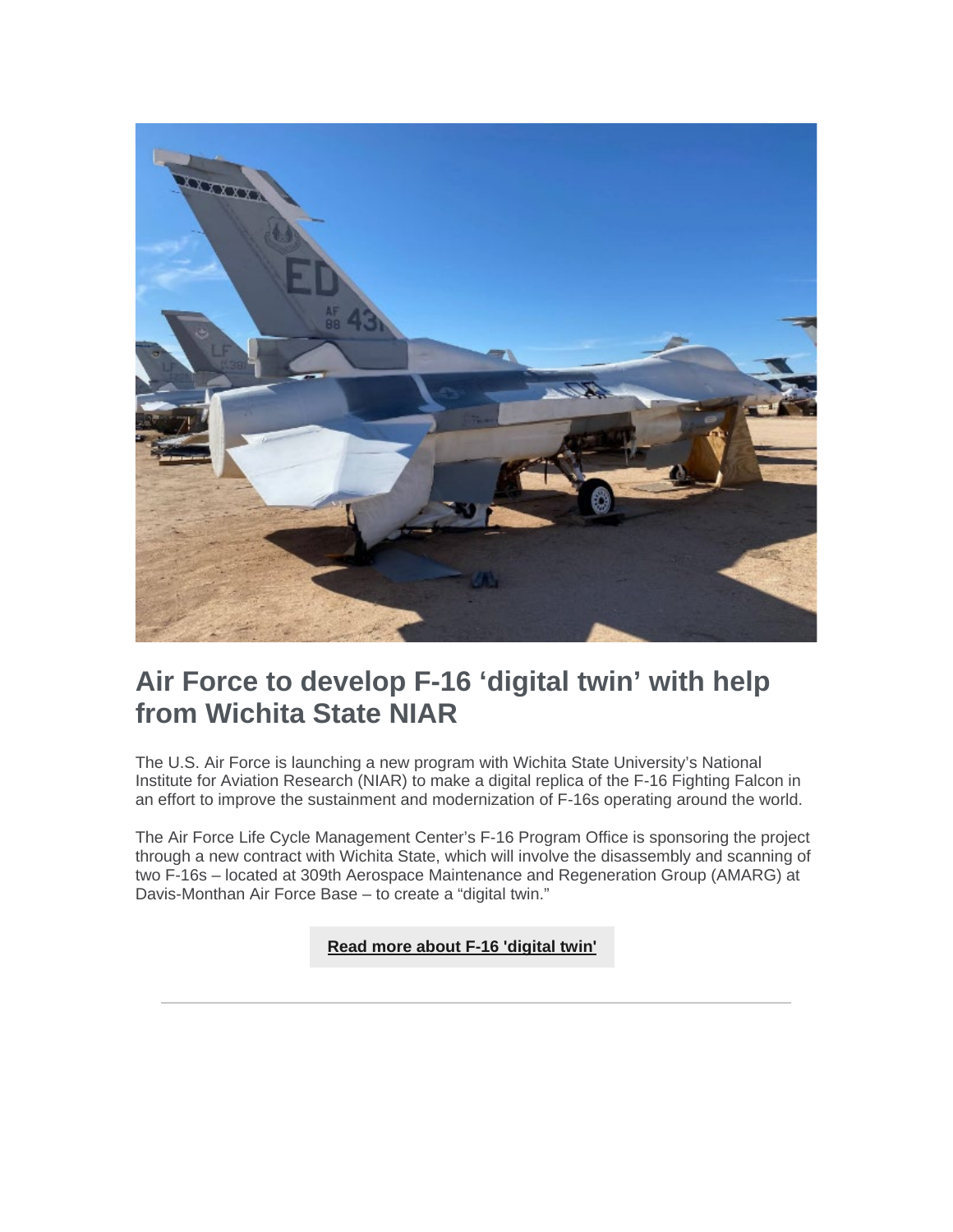## Air Force to develop F-16 ‘digital twin’ with help from Wichita State NIAR

The U.S. Air Force is launching a new program with Wichita State University’s National Institute for Aviation Research (NIAR) to make a digital replica of the F-16 Fighting Falcon in an effort to improve the sustainment and modernization of F-16s operating around the world.

The Air Force Life Cycle Management Center’s F-16 Program Office is sponsoring the project through a new contract with Wichita State, which will involve the disassembly and scanning of two F-16s – located at 309th Aerospace Maintenance and Regeneration Group (AMARG) at Davis-Monthan Air Force Base – to create a “digital twin.”

**Read more about F-16 'digital twin'**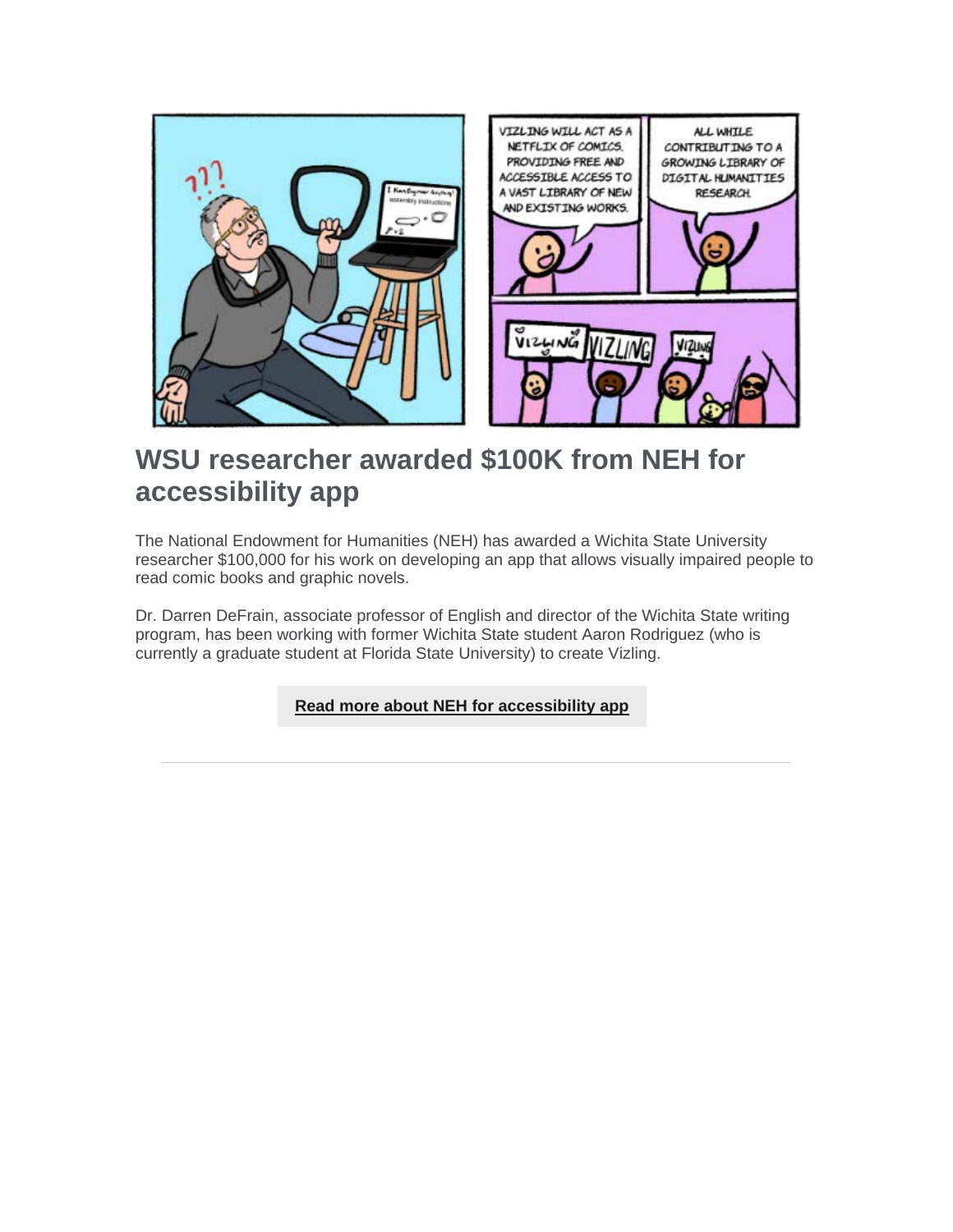## WSU researcher awarded $100K from NEH for accessibility app

The National Endowment for Humanities (NEH) has awarded a Wichita State University researcher $100,000 for his work on developing an app that allows visually impaired people to read comic books and graphic novels.

Dr. Darren DeFrain, associate professor of English and director of the Wichita State writing program, has been working with former Wichita State student Aaron Rodriguez (who is currently a graduate student at Florida State University) to create Vizling.

**Read more about NEH for accessibility app**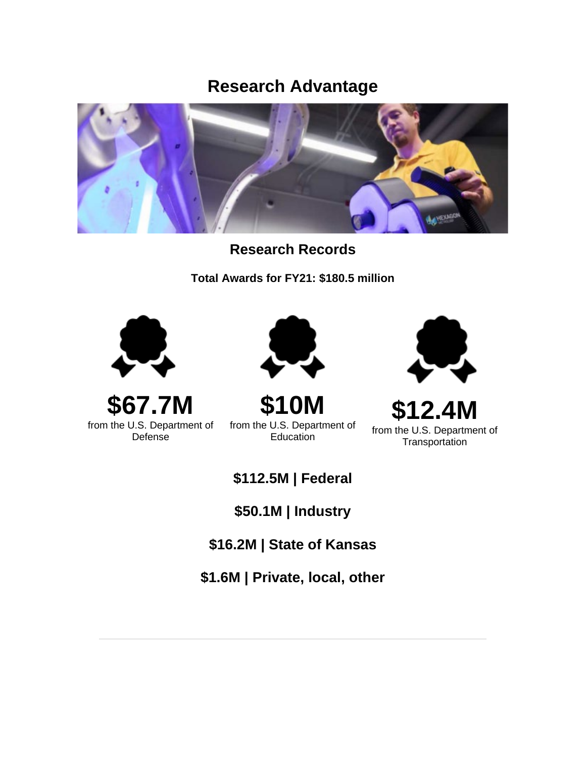# Research Advantage

## Research Records

**Total Awards for FY21: $180.5 million**

**$67.7M**
from the U.S. Department of Defense

**$10M**
from the U.S. Department of Education

**$12.4M**
from the U.S. Department of Transportation

**$112.5M | Federal**

**$50.1M | Industry**

**$16.2M | State of Kansas**

**$1.6M | Private, local, other**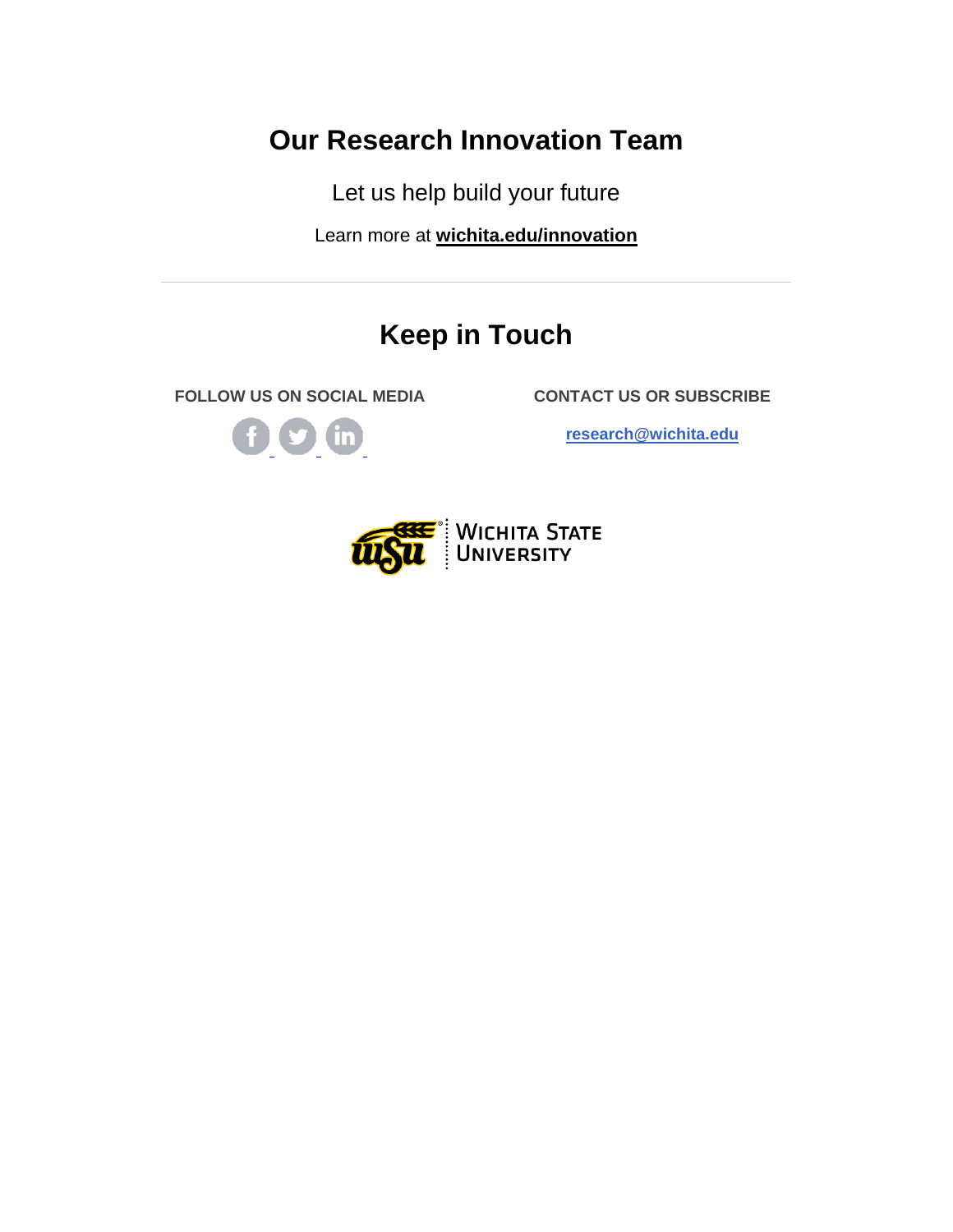## Our Research Innovation Team

Let us help build your future

Learn more at **wichita.edu/innovation**

---

## Keep in Touch

**FOLLOW US ON SOCIAL MEDIA**

**CONTACT US OR SUBSCRIBE**

**research@wichita.edu**

WICHITA STATE UNIVERSITY